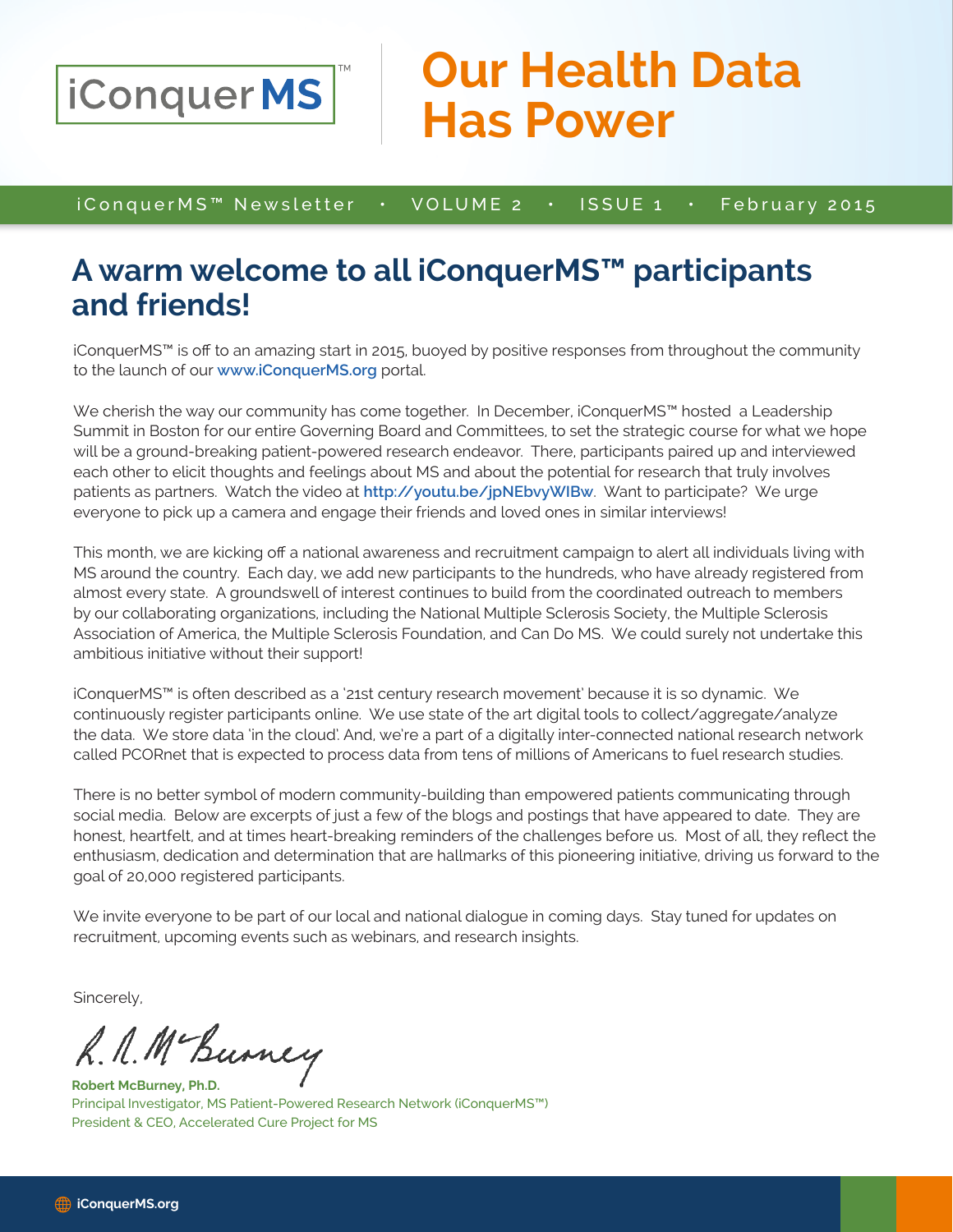iConquer MS™

# Our Health Data Has Power

iConquerMS™ Newsletter • VOLUME 2 • ISSUE 1 • February 2015

## A warm welcome to all iConquerMS™ participants and friends!

iConquerMS™ is off to an amazing start in 2015, buoyed by positive responses from throughout the community to the launch of our www.iConquerMS.org portal.

We cherish the way our community has come together. In December, iConquerMS™ hosted a Leadership Summit in Boston for our entire Governing Board and Committees, to set the strategic course for what we hope will be a ground-breaking patient-powered research endeavor. There, participants paired up and interviewed each other to elicit thoughts and feelings about MS and about the potential for research that truly involves patients as partners. Watch the video at http://youtu.be/jpNEbvyWIBw. Want to participate? We urge everyone to pick up a camera and engage their friends and loved ones in similar interviews!

This month, we are kicking off a national awareness and recruitment campaign to alert all individuals living with MS around the country. Each day, we add new participants to the hundreds, who have already registered from almost every state. A groundswell of interest continues to build from the coordinated outreach to members by our collaborating organizations, including the National Multiple Sclerosis Society, the Multiple Sclerosis Association of America, the Multiple Sclerosis Foundation, and Can Do MS. We could surely not undertake this ambitious initiative without their support!

iConquerMS™ is often described as a '21st century research movement' because it is so dynamic. We continuously register participants online. We use state of the art digital tools to collect/aggregate/analyze the data. We store data 'in the cloud'. And, we're a part of a digitally inter-connected national research network called PCORnet that is expected to process data from tens of millions of Americans to fuel research studies.

There is no better symbol of modern community-building than empowered patients communicating through social media. Below are excerpts of just a few of the blogs and postings that have appeared to date. They are honest, heartfelt, and at times heart-breaking reminders of the challenges before us. Most of all, they reflect the enthusiasm, dedication and determination that are hallmarks of this pioneering initiative, driving us forward to the goal of 20,000 registered participants.

We invite everyone to be part of our local and national dialogue in coming days. Stay tuned for updates on recruitment, upcoming events such as webinars, and research insights.

Sincerely,

R. A. McBurney

**Robert McBurney, Ph.D.**
Principal Investigator, MS Patient-Powered Research Network (iConquerMS™)
President & CEO, Accelerated Cure Project for MS

iConquerMS.org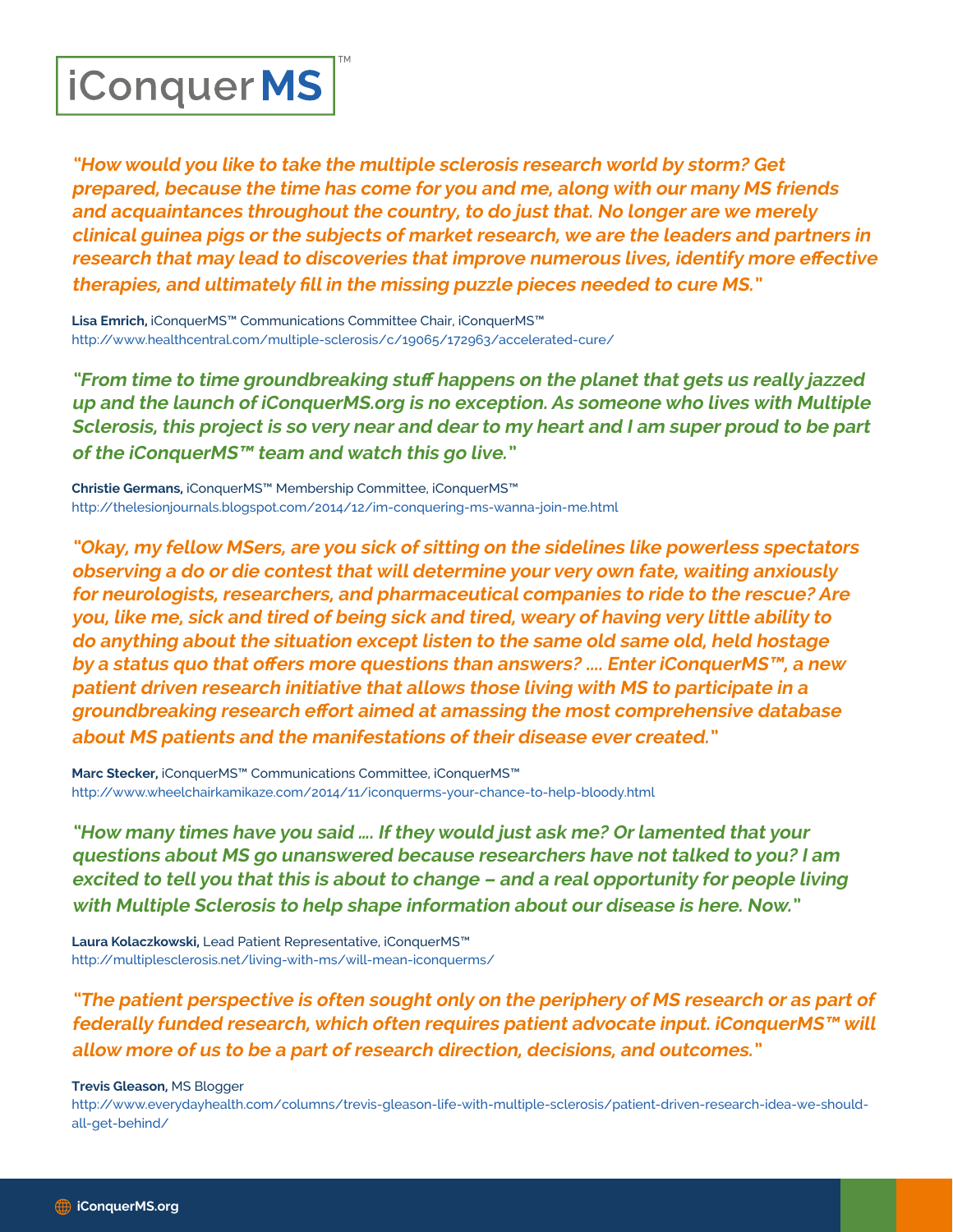iConquerMS™

***"How would you like to take the multiple sclerosis research world by storm? Get prepared, because the time has come for you and me, along with our many MS friends and acquaintances throughout the country, to do just that. No longer are we merely clinical guinea pigs or the subjects of market research, we are the leaders and partners in research that may lead to discoveries that improve numerous lives, identify more effective therapies, and ultimately fill in the missing puzzle pieces needed to cure MS."***

**Lisa Emrich,** iConquerMS™ Communications Committee Chair, iConquerMS™
http://www.healthcentral.com/multiple-sclerosis/c/19065/172963/accelerated-cure/

***"From time to time groundbreaking stuff happens on the planet that gets us really jazzed up and the launch of iConquerMS.org is no exception. As someone who lives with Multiple Sclerosis, this project is so very near and dear to my heart and I am super proud to be part of the iConquerMS™ team and watch this go live."***

**Christie Germans,** iConquerMS™ Membership Committee, iConquerMS™
http://thelesionjournals.blogspot.com/2014/12/im-conquering-ms-wanna-join-me.html

***"Okay, my fellow MSers, are you sick of sitting on the sidelines like powerless spectators observing a do or die contest that will determine your very own fate, waiting anxiously for neurologists, researchers, and pharmaceutical companies to ride to the rescue? Are you, like me, sick and tired of being sick and tired, weary of having very little ability to do anything about the situation except listen to the same old same old, held hostage by a status quo that offers more questions than answers? .... Enter iConquerMS™, a new patient driven research initiative that allows those living with MS to participate in a groundbreaking research effort aimed at amassing the most comprehensive database about MS patients and the manifestations of their disease ever created."***

**Marc Stecker,** iConquerMS™ Communications Committee, iConquerMS™
http://www.wheelchairkamikaze.com/2014/11/iconquerms-your-chance-to-help-bloody.html

***"How many times have you said .... If they would just ask me? Or lamented that your questions about MS go unanswered because researchers have not talked to you? I am excited to tell you that this is about to change – and a real opportunity for people living with Multiple Sclerosis to help shape information about our disease is here. Now."***

**Laura Kolaczkowski,** Lead Patient Representative, iConquerMS™
http://multiplesclerosis.net/living-with-ms/will-mean-iconquerms/

***"The patient perspective is often sought only on the periphery of MS research or as part of federally funded research, which often requires patient advocate input. iConquerMS™ will allow more of us to be a part of research direction, decisions, and outcomes."***

**Trevis Gleason,** MS Blogger
http://www.everydayhealth.com/columns/trevis-gleason-life-with-multiple-sclerosis/patient-driven-research-idea-we-should-all-get-behind/

iConquerMS.org